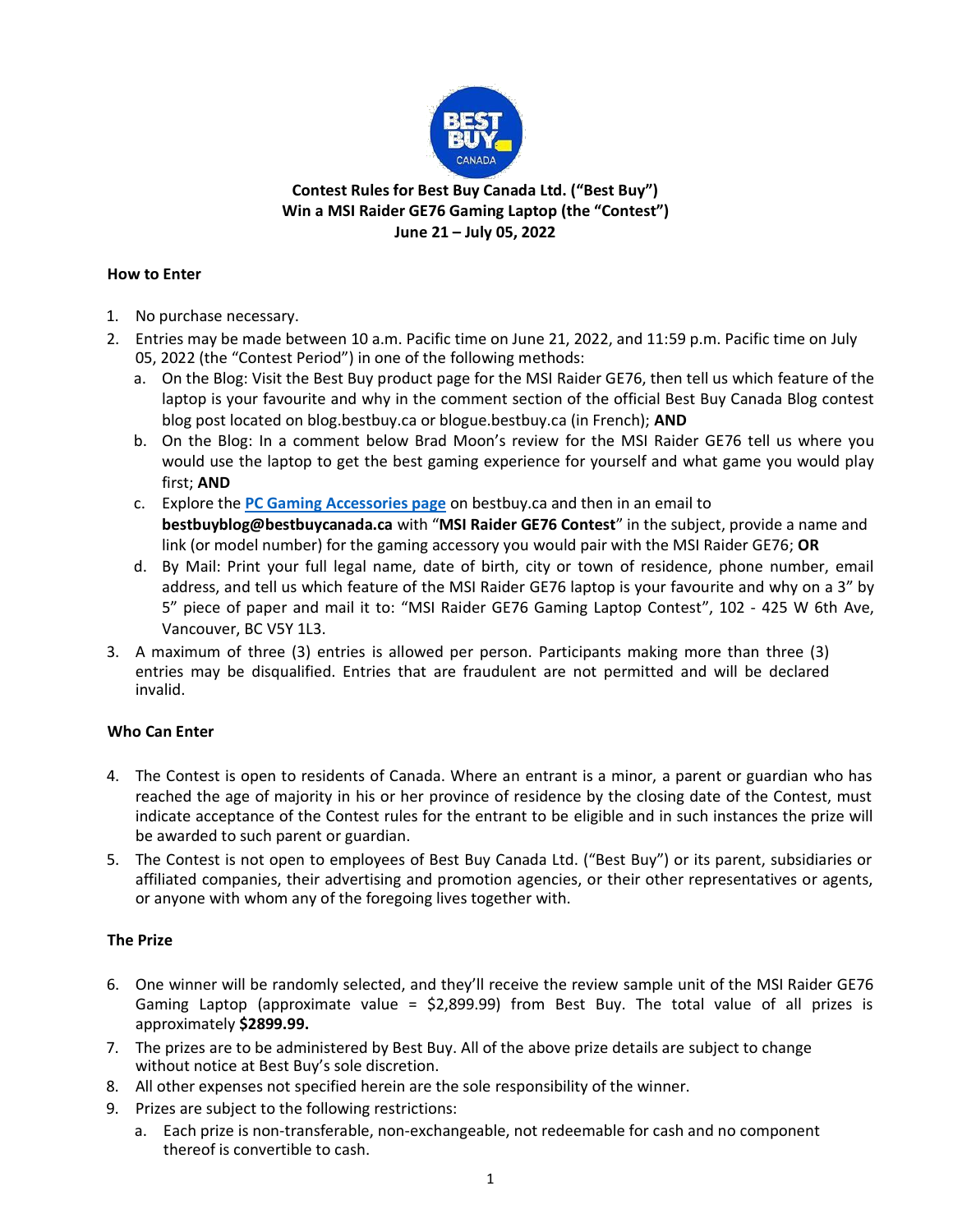**Contest Rules for Best Buy Canada Ltd. ("Best Buy")**
**Win a MSI Raider GE76 Gaming Laptop (the "Contest")**
**June 21 – July 05, 2022**

**How to Enter**

1. No purchase necessary.
2. Entries may be made between 10 a.m. Pacific time on June 21, 2022, and 11:59 p.m. Pacific time on July 05, 2022 (the "Contest Period") in one of the following methods:
   a. On the Blog: Visit the Best Buy product page for the MSI Raider GE76, then tell us which feature of the laptop is your favourite and why in the comment section of the official Best Buy Canada Blog contest blog post located on blog.bestbuy.ca or blogue.bestbuy.ca (in French); **AND**
   b. On the Blog: In a comment below Brad Moon's review for the MSI Raider GE76 tell us where you would use the laptop to get the best gaming experience for yourself and what game you would play first; **AND**
   c. Explore the **PC Gaming Accessories page** on bestbuy.ca and then in an email to **bestbuyblog@bestbuycanada.ca** with "**MSI Raider GE76 Contest**" in the subject, provide a name and link (or model number) for the gaming accessory you would pair with the MSI Raider GE76; **OR**
   d. By Mail: Print your full legal name, date of birth, city or town of residence, phone number, email address, and tell us which feature of the MSI Raider GE76 laptop is your favourite and why on a 3" by 5" piece of paper and mail it to: "MSI Raider GE76 Gaming Laptop Contest", 102 - 425 W 6th Ave, Vancouver, BC V5Y 1L3.
3. A maximum of three (3) entries is allowed per person. Participants making more than three (3) entries may be disqualified. Entries that are fraudulent are not permitted and will be declared invalid.

**Who Can Enter**

4. The Contest is open to residents of Canada. Where an entrant is a minor, a parent or guardian who has reached the age of majority in his or her province of residence by the closing date of the Contest, must indicate acceptance of the Contest rules for the entrant to be eligible and in such instances the prize will be awarded to such parent or guardian.
5. The Contest is not open to employees of Best Buy Canada Ltd. ("Best Buy") or its parent, subsidiaries or affiliated companies, their advertising and promotion agencies, or their other representatives or agents, or anyone with whom any of the foregoing lives together with.

**The Prize**

6. One winner will be randomly selected, and they'll receive the review sample unit of the MSI Raider GE76 Gaming Laptop (approximate value = $2,899.99) from Best Buy. The total value of all prizes is approximately **$2899.99.**
7. The prizes are to be administered by Best Buy. All of the above prize details are subject to change without notice at Best Buy's sole discretion.
8. All other expenses not specified herein are the sole responsibility of the winner.
9. Prizes are subject to the following restrictions:
   a. Each prize is non-transferable, non-exchangeable, not redeemable for cash and no component thereof is convertible to cash.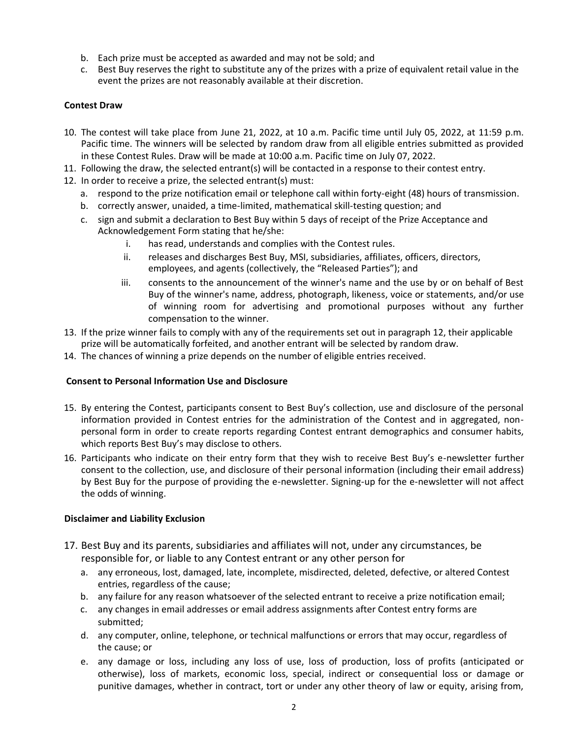b. Each prize must be accepted as awarded and may not be sold; and
c. Best Buy reserves the right to substitute any of the prizes with a prize of equivalent retail value in the event the prizes are not reasonably available at their discretion.

**Contest Draw**

10. The contest will take place from June 21, 2022, at 10 a.m. Pacific time until July 05, 2022, at 11:59 p.m. Pacific time. The winners will be selected by random draw from all eligible entries submitted as provided in these Contest Rules. Draw will be made at 10:00 a.m. Pacific time on July 07, 2022.
11. Following the draw, the selected entrant(s) will be contacted in a response to their contest entry.
12. In order to receive a prize, the selected entrant(s) must:
    a. respond to the prize notification email or telephone call within forty-eight (48) hours of transmission.
    b. correctly answer, unaided, a time-limited, mathematical skill-testing question; and
    c. sign and submit a declaration to Best Buy within 5 days of receipt of the Prize Acceptance and Acknowledgement Form stating that he/she:
        i. has read, understands and complies with the Contest rules.
        ii. releases and discharges Best Buy, MSI, subsidiaries, affiliates, officers, directors, employees, and agents (collectively, the "Released Parties"); and
        iii. consents to the announcement of the winner's name and the use by or on behalf of Best Buy of the winner's name, address, photograph, likeness, voice or statements, and/or use of winning room for advertising and promotional purposes without any further compensation to the winner.
13. If the prize winner fails to comply with any of the requirements set out in paragraph 12, their applicable prize will be automatically forfeited, and another entrant will be selected by random draw.
14. The chances of winning a prize depends on the number of eligible entries received.

**Consent to Personal Information Use and Disclosure**

15. By entering the Contest, participants consent to Best Buy's collection, use and disclosure of the personal information provided in Contest entries for the administration of the Contest and in aggregated, non-personal form in order to create reports regarding Contest entrant demographics and consumer habits, which reports Best Buy's may disclose to others.
16. Participants who indicate on their entry form that they wish to receive Best Buy's e-newsletter further consent to the collection, use, and disclosure of their personal information (including their email address) by Best Buy for the purpose of providing the e-newsletter. Signing-up for the e-newsletter will not affect the odds of winning.

**Disclaimer and Liability Exclusion**

17. Best Buy and its parents, subsidiaries and affiliates will not, under any circumstances, be responsible for, or liable to any Contest entrant or any other person for
    a. any erroneous, lost, damaged, late, incomplete, misdirected, deleted, defective, or altered Contest entries, regardless of the cause;
    b. any failure for any reason whatsoever of the selected entrant to receive a prize notification email;
    c. any changes in email addresses or email address assignments after Contest entry forms are submitted;
    d. any computer, online, telephone, or technical malfunctions or errors that may occur, regardless of the cause; or
    e. any damage or loss, including any loss of use, loss of production, loss of profits (anticipated or otherwise), loss of markets, economic loss, special, indirect or consequential loss or damage or punitive damages, whether in contract, tort or under any other theory of law or equity, arising from,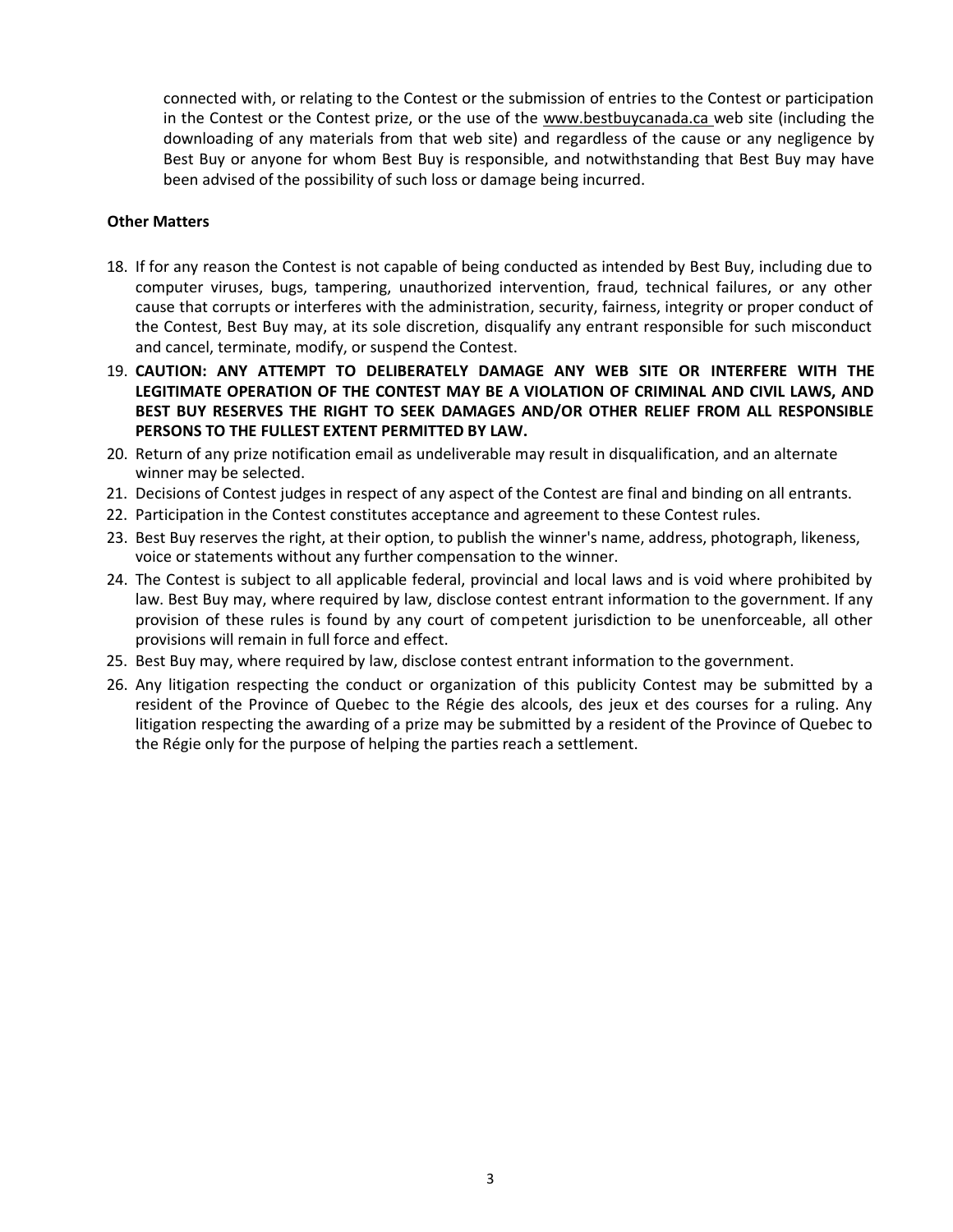connected with, or relating to the Contest or the submission of entries to the Contest or participation in the Contest or the Contest prize, or the use of the www.bestbuycanada.ca web site (including the downloading of any materials from that web site) and regardless of the cause or any negligence by Best Buy or anyone for whom Best Buy is responsible, and notwithstanding that Best Buy may have been advised of the possibility of such loss or damage being incurred.

**Other Matters**

18. If for any reason the Contest is not capable of being conducted as intended by Best Buy, including due to computer viruses, bugs, tampering, unauthorized intervention, fraud, technical failures, or any other cause that corrupts or interferes with the administration, security, fairness, integrity or proper conduct of the Contest, Best Buy may, at its sole discretion, disqualify any entrant responsible for such misconduct and cancel, terminate, modify, or suspend the Contest.
19. **CAUTION: ANY ATTEMPT TO DELIBERATELY DAMAGE ANY WEB SITE OR INTERFERE WITH THE LEGITIMATE OPERATION OF THE CONTEST MAY BE A VIOLATION OF CRIMINAL AND CIVIL LAWS, AND BEST BUY RESERVES THE RIGHT TO SEEK DAMAGES AND/OR OTHER RELIEF FROM ALL RESPONSIBLE PERSONS TO THE FULLEST EXTENT PERMITTED BY LAW.**
20. Return of any prize notification email as undeliverable may result in disqualification, and an alternate winner may be selected.
21. Decisions of Contest judges in respect of any aspect of the Contest are final and binding on all entrants.
22. Participation in the Contest constitutes acceptance and agreement to these Contest rules.
23. Best Buy reserves the right, at their option, to publish the winner's name, address, photograph, likeness, voice or statements without any further compensation to the winner.
24. The Contest is subject to all applicable federal, provincial and local laws and is void where prohibited by law. Best Buy may, where required by law, disclose contest entrant information to the government. If any provision of these rules is found by any court of competent jurisdiction to be unenforceable, all other provisions will remain in full force and effect.
25. Best Buy may, where required by law, disclose contest entrant information to the government.
26. Any litigation respecting the conduct or organization of this publicity Contest may be submitted by a resident of the Province of Quebec to the Régie des alcools, des jeux et des courses for a ruling. Any litigation respecting the awarding of a prize may be submitted by a resident of the Province of Quebec to the Régie only for the purpose of helping the parties reach a settlement.